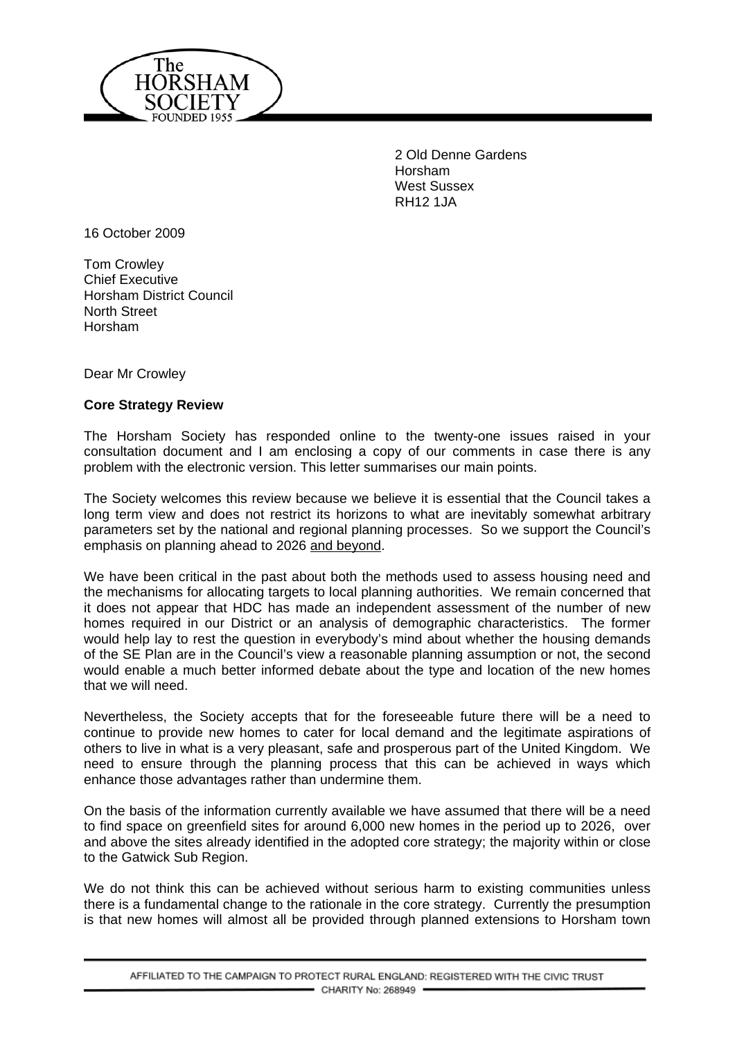The HORSHAM SOCIETY FOUNDED 1955

2 Old Denne Gardens
Horsham
West Sussex
RH12 1JA

16 October 2009

Tom Crowley
Chief Executive
Horsham District Council
North Street
Horsham

Dear Mr Crowley

**Core Strategy Review**

The Horsham Society has responded online to the twenty-one issues raised in your consultation document and I am enclosing a copy of our comments in case there is any problem with the electronic version. This letter summarises our main points.

The Society welcomes this review because we believe it is essential that the Council takes a long term view and does not restrict its horizons to what are inevitably somewhat arbitrary parameters set by the national and regional planning processes. So we support the Council's emphasis on planning ahead to 2026 and beyond.

We have been critical in the past about both the methods used to assess housing need and the mechanisms for allocating targets to local planning authorities. We remain concerned that it does not appear that HDC has made an independent assessment of the number of new homes required in our District or an analysis of demographic characteristics. The former would help lay to rest the question in everybody's mind about whether the housing demands of the SE Plan are in the Council's view a reasonable planning assumption or not, the second would enable a much better informed debate about the type and location of the new homes that we will need.

Nevertheless, the Society accepts that for the foreseeable future there will be a need to continue to provide new homes to cater for local demand and the legitimate aspirations of others to live in what is a very pleasant, safe and prosperous part of the United Kingdom. We need to ensure through the planning process that this can be achieved in ways which enhance those advantages rather than undermine them.

On the basis of the information currently available we have assumed that there will be a need to find space on greenfield sites for around 6,000 new homes in the period up to 2026, over and above the sites already identified in the adopted core strategy; the majority within or close to the Gatwick Sub Region.

We do not think this can be achieved without serious harm to existing communities unless there is a fundamental change to the rationale in the core strategy. Currently the presumption is that new homes will almost all be provided through planned extensions to Horsham town

AFFILIATED TO THE CAMPAIGN TO PROTECT RURAL ENGLAND: REGISTERED WITH THE CIVIC TRUST
CHARITY No: 268949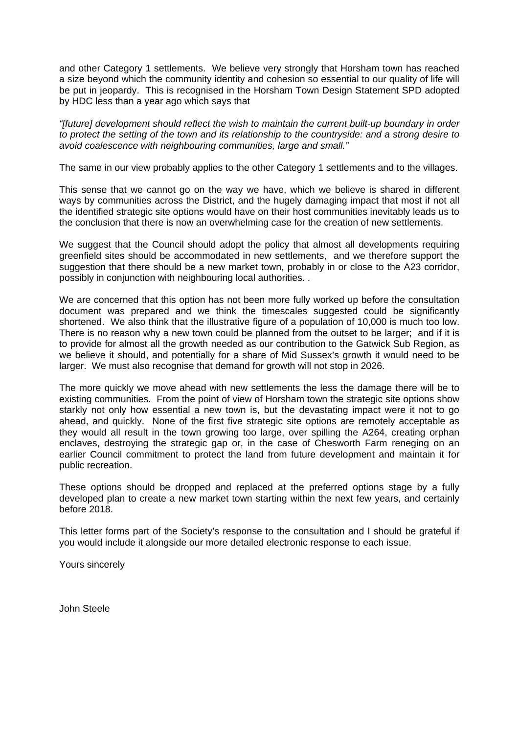and other Category 1 settlements. We believe very strongly that Horsham town has reached a size beyond which the community identity and cohesion so essential to our quality of life will be put in jeopardy. This is recognised in the Horsham Town Design Statement SPD adopted by HDC less than a year ago which says that

*"[future] development should reflect the wish to maintain the current built-up boundary in order to protect the setting of the town and its relationship to the countryside: and a strong desire to avoid coalescence with neighbouring communities, large and small."*

The same in our view probably applies to the other Category 1 settlements and to the villages.

This sense that we cannot go on the way we have, which we believe is shared in different ways by communities across the District, and the hugely damaging impact that most if not all the identified strategic site options would have on their host communities inevitably leads us to the conclusion that there is now an overwhelming case for the creation of new settlements.

We suggest that the Council should adopt the policy that almost all developments requiring greenfield sites should be accommodated in new settlements, and we therefore support the suggestion that there should be a new market town, probably in or close to the A23 corridor, possibly in conjunction with neighbouring local authorities. .

We are concerned that this option has not been more fully worked up before the consultation document was prepared and we think the timescales suggested could be significantly shortened. We also think that the illustrative figure of a population of 10,000 is much too low. There is no reason why a new town could be planned from the outset to be larger; and if it is to provide for almost all the growth needed as our contribution to the Gatwick Sub Region, as we believe it should, and potentially for a share of Mid Sussex's growth it would need to be larger. We must also recognise that demand for growth will not stop in 2026.

The more quickly we move ahead with new settlements the less the damage there will be to existing communities. From the point of view of Horsham town the strategic site options show starkly not only how essential a new town is, but the devastating impact were it not to go ahead, and quickly. None of the first five strategic site options are remotely acceptable as they would all result in the town growing too large, over spilling the A264, creating orphan enclaves, destroying the strategic gap or, in the case of Chesworth Farm reneging on an earlier Council commitment to protect the land from future development and maintain it for public recreation.

These options should be dropped and replaced at the preferred options stage by a fully developed plan to create a new market town starting within the next few years, and certainly before 2018.

This letter forms part of the Society's response to the consultation and I should be grateful if you would include it alongside our more detailed electronic response to each issue.

Yours sincerely

John Steele